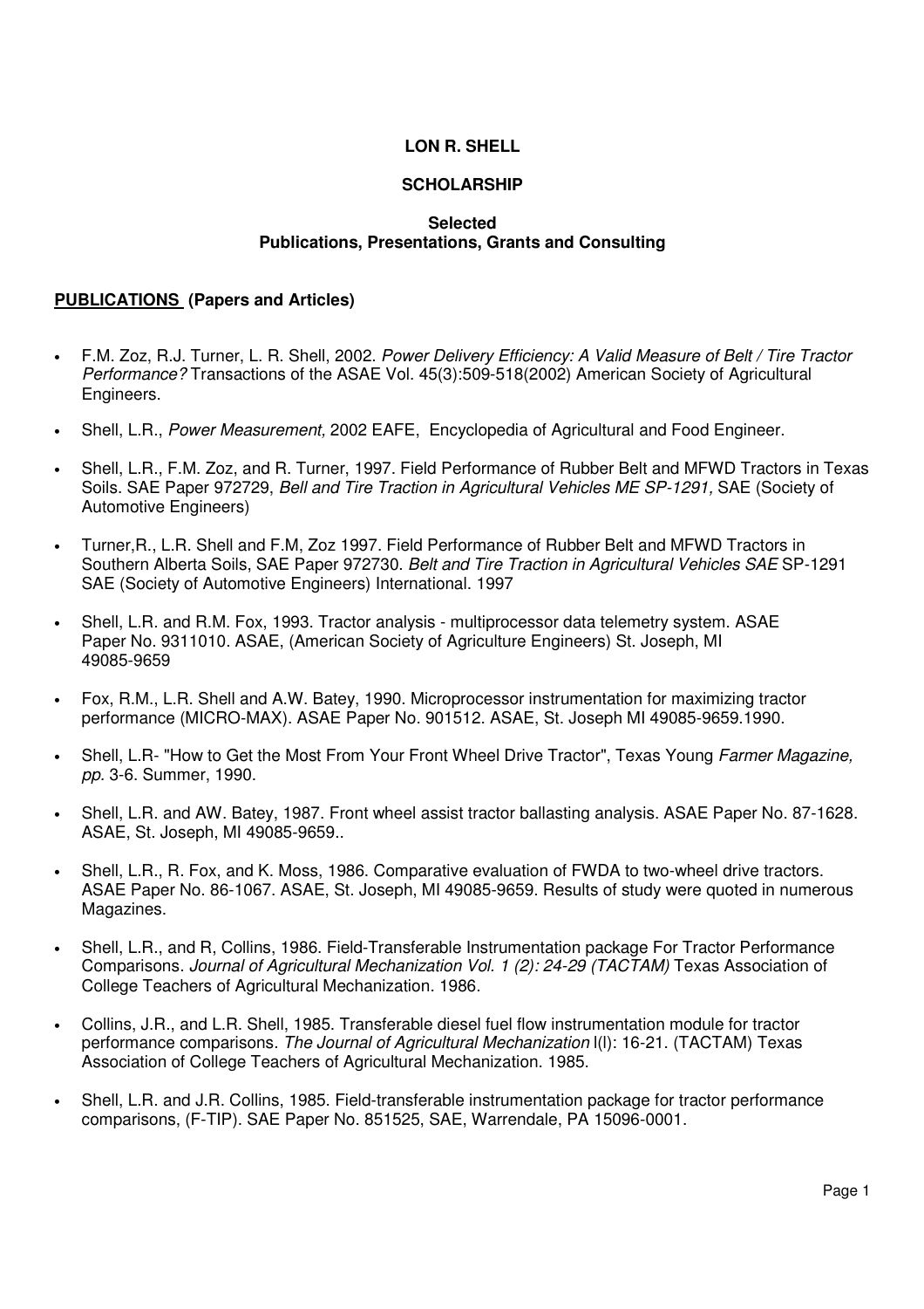# LON R. SHELL

## SCHOLARSHIP

### Selected
### Publications, Presentations, Grants and Consulting

**PUBLICATIONS (Papers and Articles)**

- F.M. Zoz, R.J. Turner, L. R. Shell, 2002. *Power Delivery Efficiency: A Valid Measure of Belt / Tire Tractor Performance?* Transactions of the ASAE Vol. 45(3):509-518(2002) American Society of Agricultural Engineers.

- Shell, L.R., *Power Measurement,* 2002 EAFE, Encyclopedia of Agricultural and Food Engineer.

- Shell, L.R., F.M. Zoz, and R. Turner, 1997. Field Performance of Rubber Belt and MFWD Tractors in Texas Soils. SAE Paper 972729, *Bell and Tire Traction in Agricultural Vehicles ME SP-1291,* SAE (Society of Automotive Engineers)

- Turner,R., L.R. Shell and F.M, Zoz 1997. Field Performance of Rubber Belt and MFWD Tractors in Southern Alberta Soils, SAE Paper 972730. *Belt and Tire Traction in Agricultural Vehicles SAE* SP-1291 SAE (Society of Automotive Engineers) International. 1997

- Shell, L.R. and R.M. Fox, 1993. Tractor analysis - multiprocessor data telemetry system. ASAE Paper No. 9311010. ASAE, (American Society of Agriculture Engineers) St. Joseph, MI 49085-9659

- Fox, R.M., L.R. Shell and A.W. Batey, 1990. Microprocessor instrumentation for maximizing tractor performance (MICRO-MAX). ASAE Paper No. 901512. ASAE, St. Joseph MI 49085-9659.1990.

- Shell, L.R- "How to Get the Most From Your Front Wheel Drive Tractor", Texas Young *Farmer Magazine, pp.* 3-6. Summer, 1990.

- Shell, L.R. and AW. Batey, 1987. Front wheel assist tractor ballasting analysis. ASAE Paper No. 87-1628. ASAE, St. Joseph, MI 49085-9659..

- Shell, L.R., R. Fox, and K. Moss, 1986. Comparative evaluation of FWDA to two-wheel drive tractors. ASAE Paper No. 86-1067. ASAE, St. Joseph, MI 49085-9659. Results of study were quoted in numerous Magazines.

- Shell, L.R., and R, Collins, 1986. Field-Transferable Instrumentation package For Tractor Performance Comparisons. *Journal of Agricultural Mechanization Vol. 1 (2): 24-29 (TACTAM)* Texas Association of College Teachers of Agricultural Mechanization. 1986.

- Collins, J.R., and L.R. Shell, 1985. Transferable diesel fuel flow instrumentation module for tractor performance comparisons. *The Journal of Agricultural Mechanization* l(l): 16-21. (TACTAM) Texas Association of College Teachers of Agricultural Mechanization. 1985.

- Shell, L.R. and J.R. Collins, 1985. Field-transferable instrumentation package for tractor performance comparisons, (F-TIP). SAE Paper No. 851525, SAE, Warrendale, PA 15096-0001.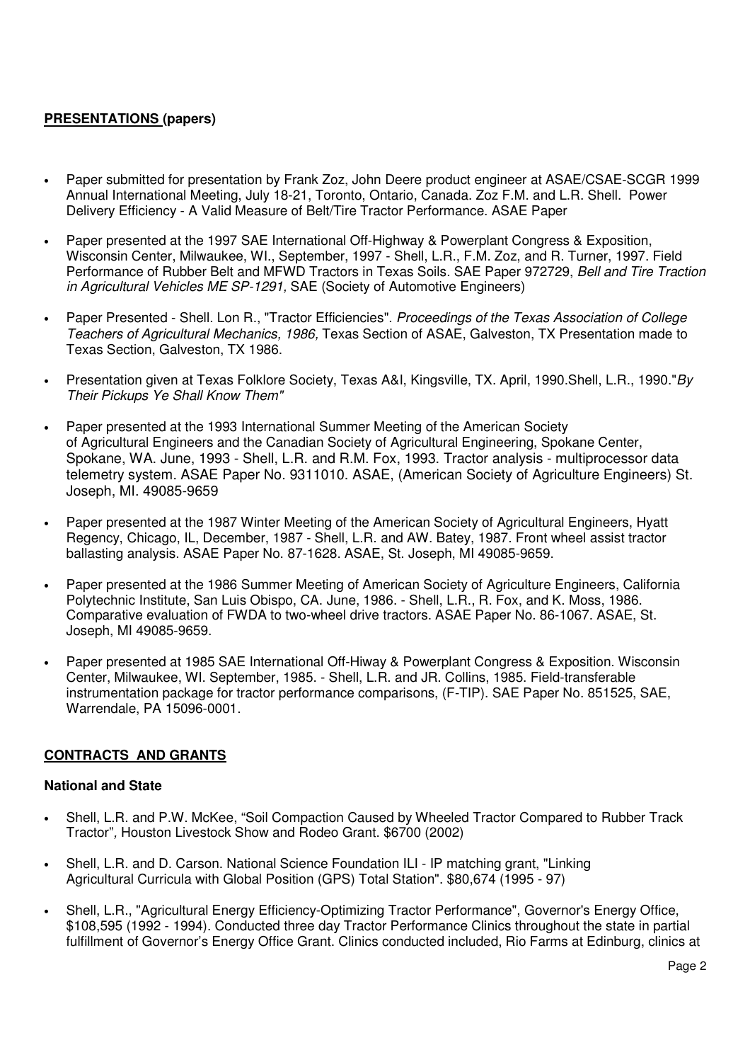## **PRESENTATIONS (papers)**

- Paper submitted for presentation by Frank Zoz, John Deere product engineer at ASAE/CSAE-SCGR 1999 Annual International Meeting, July 18-21, Toronto, Ontario, Canada. Zoz F.M. and L.R. Shell. Power Delivery Efficiency - A Valid Measure of Belt/Tire Tractor Performance. ASAE Paper
- Paper presented at the 1997 SAE International Off-Highway & Powerplant Congress & Exposition, Wisconsin Center, Milwaukee, WI., September, 1997 - Shell, L.R., F.M. Zoz, and R. Turner, 1997. Field Performance of Rubber Belt and MFWD Tractors in Texas Soils. SAE Paper 972729, *Bell and Tire Traction in Agricultural Vehicles ME SP-1291,* SAE (Society of Automotive Engineers)
- Paper Presented - Shell. Lon R., "Tractor Efficiencies". *Proceedings of the Texas Association of College Teachers of Agricultural Mechanics, 1986,* Texas Section of ASAE, Galveston, TX Presentation made to Texas Section, Galveston, TX 1986.
- Presentation given at Texas Folklore Society, Texas A&I, Kingsville, TX. April, 1990.Shell, L.R., 1990."*By Their Pickups Ye Shall Know Them"*
- Paper presented at the 1993 International Summer Meeting of the American Society of Agricultural Engineers and the Canadian Society of Agricultural Engineering, Spokane Center, Spokane, WA. June, 1993 - Shell, L.R. and R.M. Fox, 1993. Tractor analysis - multiprocessor data telemetry system. ASAE Paper No. 9311010. ASAE, (American Society of Agriculture Engineers) St. Joseph, MI. 49085-9659
- Paper presented at the 1987 Winter Meeting of the American Society of Agricultural Engineers, Hyatt Regency, Chicago, IL, December, 1987 - Shell, L.R. and AW. Batey, 1987. Front wheel assist tractor ballasting analysis. ASAE Paper No. 87-1628. ASAE, St. Joseph, MI 49085-9659.
- Paper presented at the 1986 Summer Meeting of American Society of Agriculture Engineers, California Polytechnic Institute, San Luis Obispo, CA. June, 1986. - Shell, L.R., R. Fox, and K. Moss, 1986. Comparative evaluation of FWDA to two-wheel drive tractors. ASAE Paper No. 86-1067. ASAE, St. Joseph, MI 49085-9659.
- Paper presented at 1985 SAE International Off-Hiway & Powerplant Congress & Exposition. Wisconsin Center, Milwaukee, WI. September, 1985. - Shell, L.R. and JR. Collins, 1985. Field-transferable instrumentation package for tractor performance comparisons, (F-TIP). SAE Paper No. 851525, SAE, Warrendale, PA 15096-0001.

## **CONTRACTS AND GRANTS**

### **National and State**

- Shell, L.R. and P.W. McKee, "Soil Compaction Caused by Wheeled Tractor Compared to Rubber Track Tractor", Houston Livestock Show and Rodeo Grant. $6700 (2002)
- Shell, L.R. and D. Carson. National Science Foundation ILI - IP matching grant, "Linking Agricultural Curricula with Global Position (GPS) Total Station". $80,674 (1995 - 97)
- Shell, L.R., "Agricultural Energy Efficiency-Optimizing Tractor Performance", Governor's Energy Office, $108,595 (1992 - 1994). Conducted three day Tractor Performance Clinics throughout the state in partial fulfillment of Governor's Energy Office Grant. Clinics conducted included, Rio Farms at Edinburg, clinics at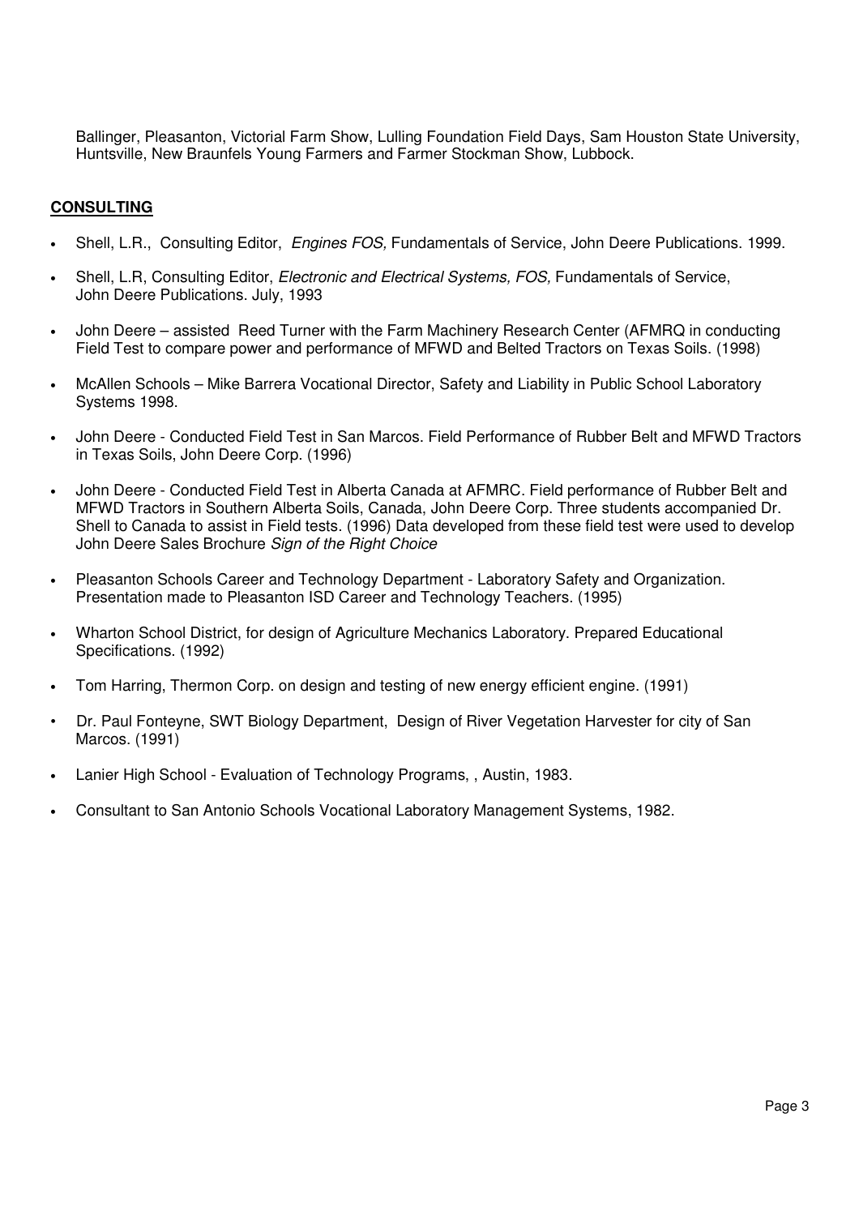Ballinger, Pleasanton, Victorial Farm Show, Lulling Foundation Field Days, Sam Houston State University, Huntsville, New Braunfels Young Farmers and Farmer Stockman Show, Lubbock.

**CONSULTING**

- Shell, L.R., Consulting Editor, *Engines FOS,* Fundamentals of Service, John Deere Publications. 1999.
- Shell, L.R, Consulting Editor, *Electronic and Electrical Systems, FOS,* Fundamentals of Service, John Deere Publications. July, 1993
- John Deere – assisted Reed Turner with the Farm Machinery Research Center (AFMRQ in conducting Field Test to compare power and performance of MFWD and Belted Tractors on Texas Soils. (1998)
- McAllen Schools – Mike Barrera Vocational Director, Safety and Liability in Public School Laboratory Systems 1998.
- John Deere - Conducted Field Test in San Marcos. Field Performance of Rubber Belt and MFWD Tractors in Texas Soils, John Deere Corp. (1996)
- John Deere - Conducted Field Test in Alberta Canada at AFMRC. Field performance of Rubber Belt and MFWD Tractors in Southern Alberta Soils, Canada, John Deere Corp. Three students accompanied Dr. Shell to Canada to assist in Field tests. (1996) Data developed from these field test were used to develop John Deere Sales Brochure *Sign of the Right Choice*
- Pleasanton Schools Career and Technology Department - Laboratory Safety and Organization. Presentation made to Pleasanton ISD Career and Technology Teachers. (1995)
- Wharton School District, for design of Agriculture Mechanics Laboratory. Prepared Educational Specifications. (1992)
- Tom Harring, Thermon Corp. on design and testing of new energy efficient engine. (1991)
- Dr. Paul Fonteyne, SWT Biology Department, Design of River Vegetation Harvester for city of San Marcos. (1991)
- Lanier High School - Evaluation of Technology Programs, , Austin, 1983.
- Consultant to San Antonio Schools Vocational Laboratory Management Systems, 1982.